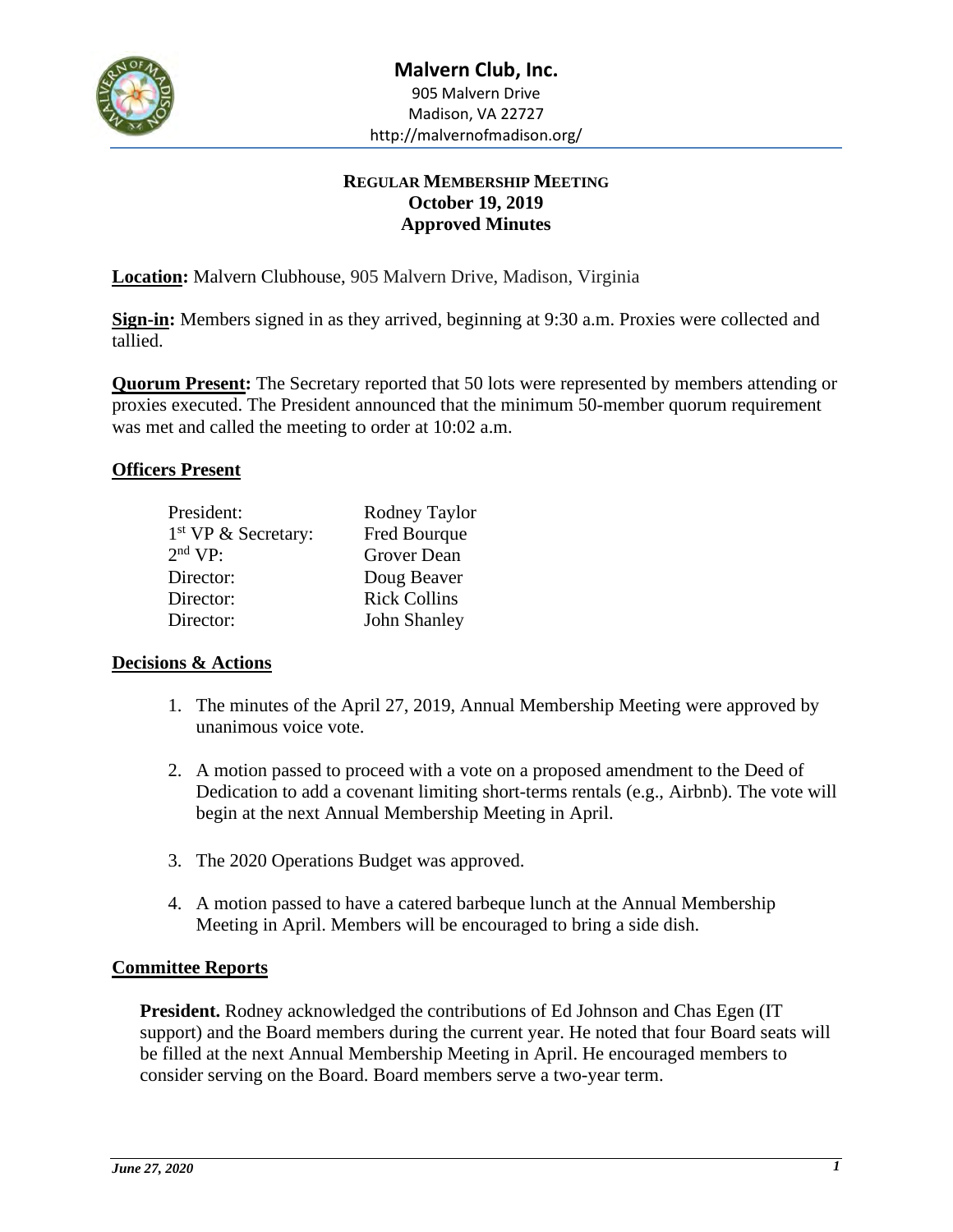# Malvern Club, Inc.

905 Malvern Drive
Madison, VA 22727
http://malvernofmadison.org/

## REGULAR MEMBERSHIP MEETING
## October 19, 2019
## Approved Minutes

**Location:** Malvern Clubhouse, 905 Malvern Drive, Madison, Virginia

**Sign-in:** Members signed in as they arrived, beginning at 9:30 a.m. Proxies were collected and tallied.

**Quorum Present:** The Secretary reported that 50 lots were represented by members attending or proxies executed. The President announced that the minimum 50-member quorum requirement was met and called the meeting to order at 10:02 a.m.

### Officers Present

| | |
|---|---|
| President: | Rodney Taylor |
| 1st VP & Secretary: | Fred Bourque |
| 2nd VP: | Grover Dean |
| Director: | Doug Beaver |
| Director: | Rick Collins |
| Director: | John Shanley |

### Decisions & Actions

1. The minutes of the April 27, 2019, Annual Membership Meeting were approved by unanimous voice vote.

2. A motion passed to proceed with a vote on a proposed amendment to the Deed of Dedication to add a covenant limiting short-terms rentals (e.g., Airbnb). The vote will begin at the next Annual Membership Meeting in April.

3. The 2020 Operations Budget was approved.

4. A motion passed to have a catered barbeque lunch at the Annual Membership Meeting in April. Members will be encouraged to bring a side dish.

### Committee Reports

**President.** Rodney acknowledged the contributions of Ed Johnson and Chas Egen (IT support) and the Board members during the current year. He noted that four Board seats will be filled at the next Annual Membership Meeting in April. He encouraged members to consider serving on the Board. Board members serve a two-year term.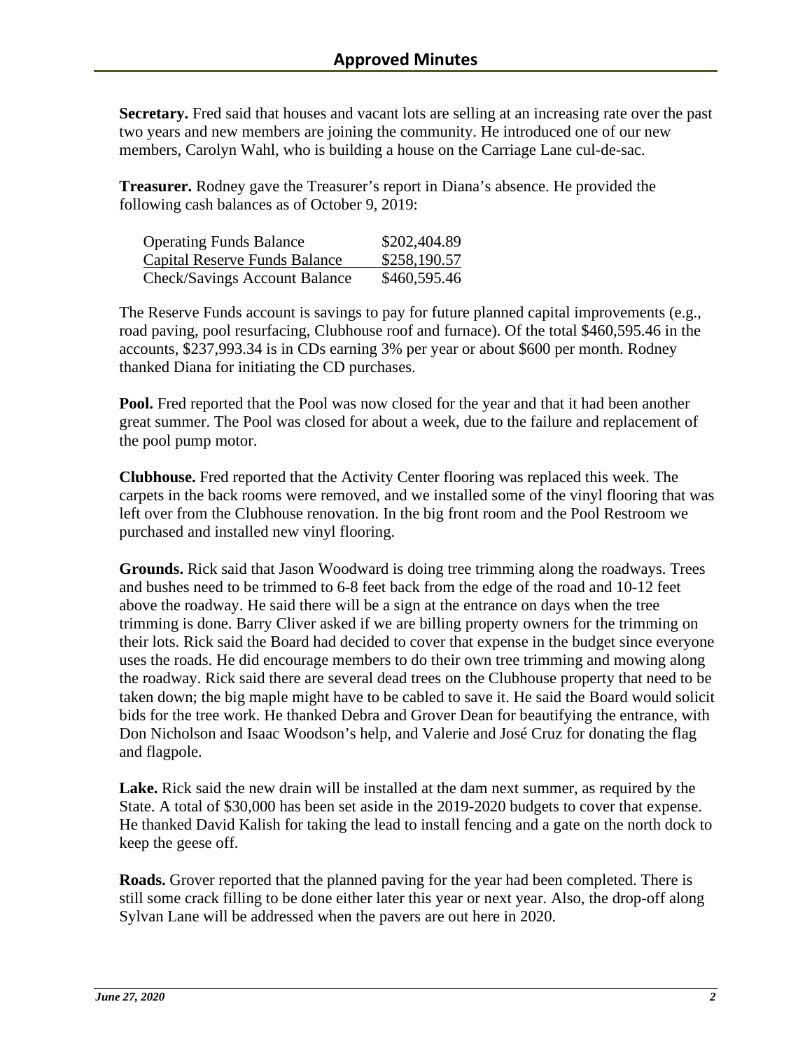**Secretary.** Fred said that houses and vacant lots are selling at an increasing rate over the past two years and new members are joining the community. He introduced one of our new members, Carolyn Wahl, who is building a house on the Carriage Lane cul-de-sac.

**Treasurer.** Rodney gave the Treasurer's report in Diana's absence. He provided the following cash balances as of October 9, 2019:

| | |
|---|---|
| Operating Funds Balance | \$202,404.89 |
| Capital Reserve Funds Balance | \$258,190.57 |
| Check/Savings Account Balance | \$460,595.46 |

The Reserve Funds account is savings to pay for future planned capital improvements (e.g., road paving, pool resurfacing, Clubhouse roof and furnace). Of the total \$460,595.46 in the accounts, \$237,993.34 is in CDs earning 3% per year or about \$600 per month. Rodney thanked Diana for initiating the CD purchases.

**Pool.** Fred reported that the Pool was now closed for the year and that it had been another great summer. The Pool was closed for about a week, due to the failure and replacement of the pool pump motor.

**Clubhouse.** Fred reported that the Activity Center flooring was replaced this week. The carpets in the back rooms were removed, and we installed some of the vinyl flooring that was left over from the Clubhouse renovation. In the big front room and the Pool Restroom we purchased and installed new vinyl flooring.

**Grounds.** Rick said that Jason Woodward is doing tree trimming along the roadways. Trees and bushes need to be trimmed to 6-8 feet back from the edge of the road and 10-12 feet above the roadway. He said there will be a sign at the entrance on days when the tree trimming is done. Barry Cliver asked if we are billing property owners for the trimming on their lots. Rick said the Board had decided to cover that expense in the budget since everyone uses the roads. He did encourage members to do their own tree trimming and mowing along the roadway. Rick said there are several dead trees on the Clubhouse property that need to be taken down; the big maple might have to be cabled to save it. He said the Board would solicit bids for the tree work. He thanked Debra and Grover Dean for beautifying the entrance, with Don Nicholson and Isaac Woodson's help, and Valerie and José Cruz for donating the flag and flagpole.

**Lake.** Rick said the new drain will be installed at the dam next summer, as required by the State. A total of \$30,000 has been set aside in the 2019-2020 budgets to cover that expense. He thanked David Kalish for taking the lead to install fencing and a gate on the north dock to keep the geese off.

**Roads.** Grover reported that the planned paving for the year had been completed. There is still some crack filling to be done either later this year or next year. Also, the drop-off along Sylvan Lane will be addressed when the pavers are out here in 2020.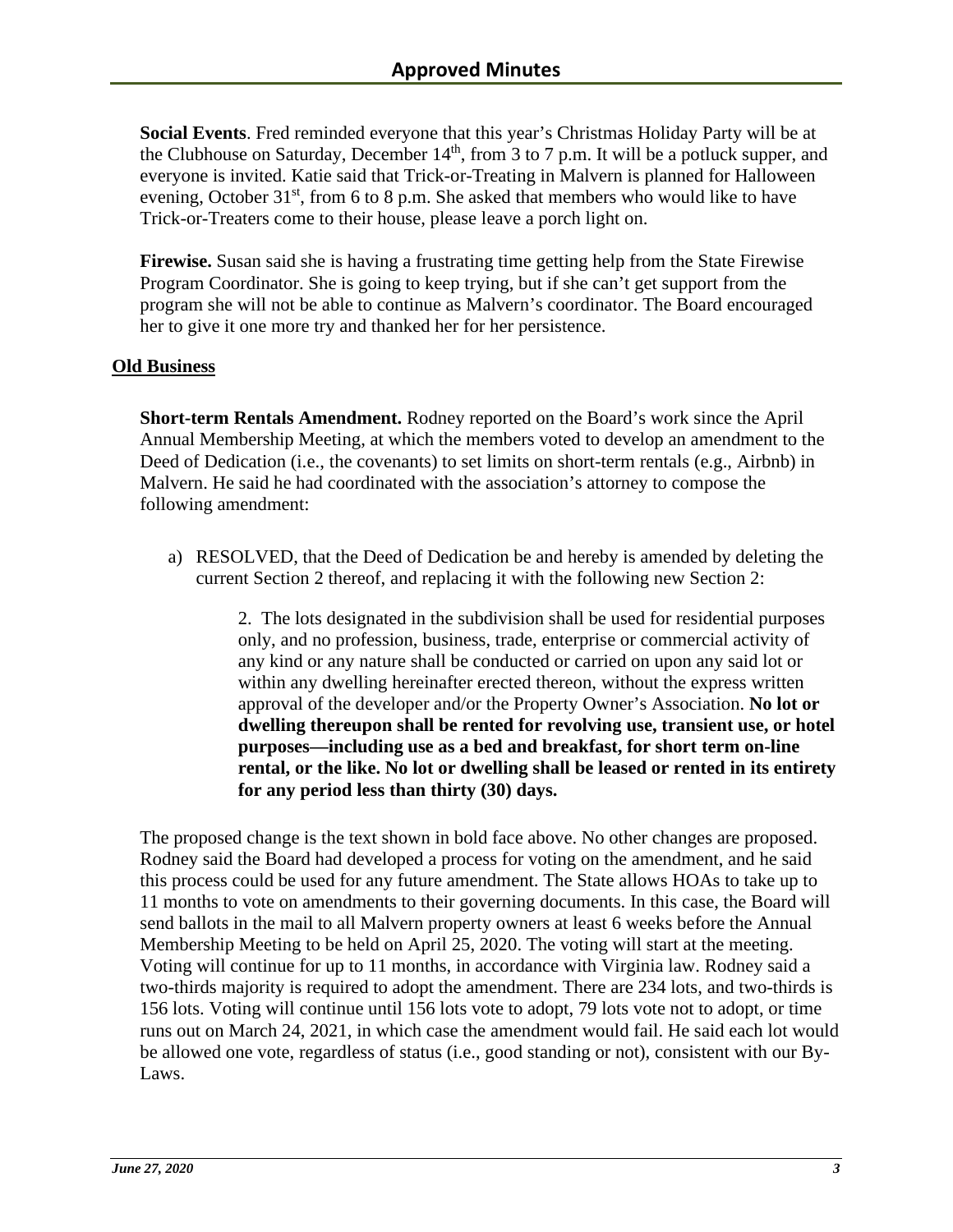**Social Events**. Fred reminded everyone that this year's Christmas Holiday Party will be at the Clubhouse on Saturday, December 14th, from 3 to 7 p.m. It will be a potluck supper, and everyone is invited. Katie said that Trick-or-Treating in Malvern is planned for Halloween evening, October 31st, from 6 to 8 p.m. She asked that members who would like to have Trick-or-Treaters come to their house, please leave a porch light on.

**Firewise.** Susan said she is having a frustrating time getting help from the State Firewise Program Coordinator. She is going to keep trying, but if she can't get support from the program she will not be able to continue as Malvern's coordinator. The Board encouraged her to give it one more try and thanked her for her persistence.

**Old Business**

**Short-term Rentals Amendment.** Rodney reported on the Board's work since the April Annual Membership Meeting, at which the members voted to develop an amendment to the Deed of Dedication (i.e., the covenants) to set limits on short-term rentals (e.g., Airbnb) in Malvern. He said he had coordinated with the association's attorney to compose the following amendment:

a) RESOLVED, that the Deed of Dedication be and hereby is amended by deleting the current Section 2 thereof, and replacing it with the following new Section 2:

> 2. The lots designated in the subdivision shall be used for residential purposes only, and no profession, business, trade, enterprise or commercial activity of any kind or any nature shall be conducted or carried on upon any said lot or within any dwelling hereinafter erected thereon, without the express written approval of the developer and/or the Property Owner's Association. **No lot or dwelling thereupon shall be rented for revolving use, transient use, or hotel purposes—including use as a bed and breakfast, for short term on-line rental, or the like. No lot or dwelling shall be leased or rented in its entirety for any period less than thirty (30) days.**

The proposed change is the text shown in bold face above. No other changes are proposed. Rodney said the Board had developed a process for voting on the amendment, and he said this process could be used for any future amendment. The State allows HOAs to take up to 11 months to vote on amendments to their governing documents. In this case, the Board will send ballots in the mail to all Malvern property owners at least 6 weeks before the Annual Membership Meeting to be held on April 25, 2020. The voting will start at the meeting. Voting will continue for up to 11 months, in accordance with Virginia law. Rodney said a two-thirds majority is required to adopt the amendment. There are 234 lots, and two-thirds is 156 lots. Voting will continue until 156 lots vote to adopt, 79 lots vote not to adopt, or time runs out on March 24, 2021, in which case the amendment would fail. He said each lot would be allowed one vote, regardless of status (i.e., good standing or not), consistent with our By-Laws.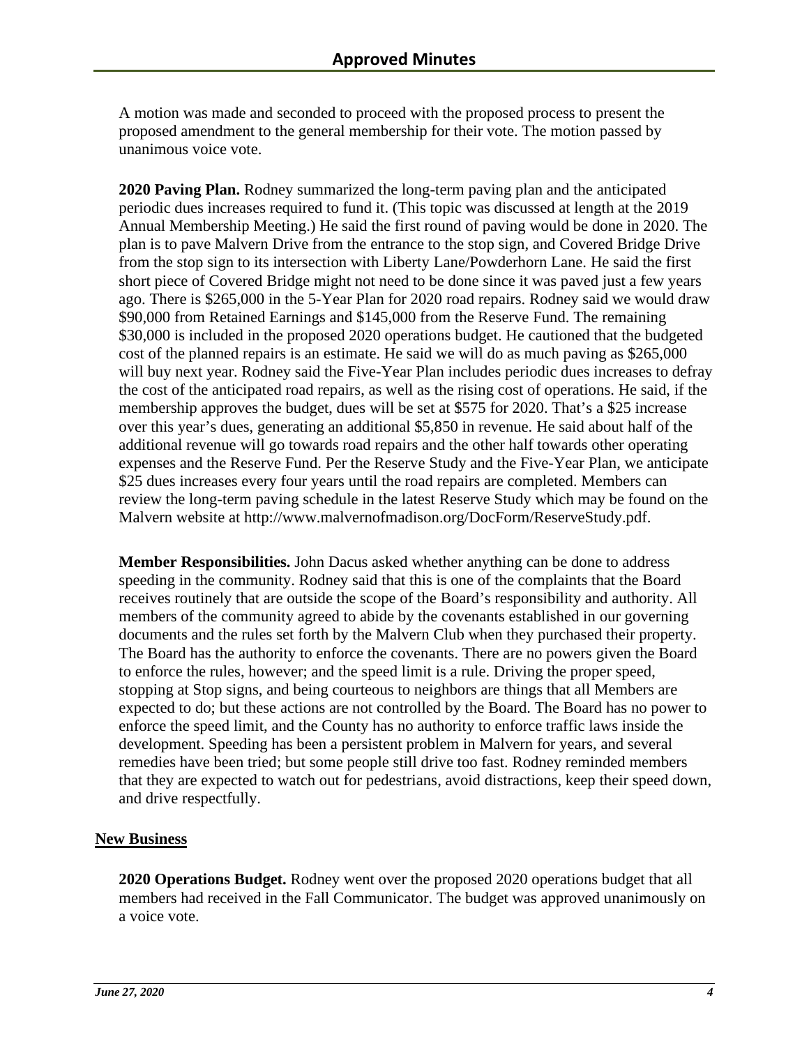A motion was made and seconded to proceed with the proposed process to present the proposed amendment to the general membership for their vote. The motion passed by unanimous voice vote.

**2020 Paving Plan.** Rodney summarized the long-term paving plan and the anticipated periodic dues increases required to fund it. (This topic was discussed at length at the 2019 Annual Membership Meeting.) He said the first round of paving would be done in 2020. The plan is to pave Malvern Drive from the entrance to the stop sign, and Covered Bridge Drive from the stop sign to its intersection with Liberty Lane/Powderhorn Lane. He said the first short piece of Covered Bridge might not need to be done since it was paved just a few years ago. There is $265,000 in the 5-Year Plan for 2020 road repairs. Rodney said we would draw $90,000 from Retained Earnings and $145,000 from the Reserve Fund. The remaining $30,000 is included in the proposed 2020 operations budget. He cautioned that the budgeted cost of the planned repairs is an estimate. He said we will do as much paving as $265,000 will buy next year. Rodney said the Five-Year Plan includes periodic dues increases to defray the cost of the anticipated road repairs, as well as the rising cost of operations. He said, if the membership approves the budget, dues will be set at $575 for 2020. That's a $25 increase over this year's dues, generating an additional $5,850 in revenue. He said about half of the additional revenue will go towards road repairs and the other half towards other operating expenses and the Reserve Fund. Per the Reserve Study and the Five-Year Plan, we anticipate $25 dues increases every four years until the road repairs are completed. Members can review the long-term paving schedule in the latest Reserve Study which may be found on the Malvern website at http://www.malvernofmadison.org/DocForm/ReserveStudy.pdf.

**Member Responsibilities.** John Dacus asked whether anything can be done to address speeding in the community. Rodney said that this is one of the complaints that the Board receives routinely that are outside the scope of the Board's responsibility and authority. All members of the community agreed to abide by the covenants established in our governing documents and the rules set forth by the Malvern Club when they purchased their property. The Board has the authority to enforce the covenants. There are no powers given the Board to enforce the rules, however; and the speed limit is a rule. Driving the proper speed, stopping at Stop signs, and being courteous to neighbors are things that all Members are expected to do; but these actions are not controlled by the Board. The Board has no power to enforce the speed limit, and the County has no authority to enforce traffic laws inside the development. Speeding has been a persistent problem in Malvern for years, and several remedies have been tried; but some people still drive too fast. Rodney reminded members that they are expected to watch out for pedestrians, avoid distractions, keep their speed down, and drive respectfully.

## New Business

**2020 Operations Budget.** Rodney went over the proposed 2020 operations budget that all members had received in the Fall Communicator. The budget was approved unanimously on a voice vote.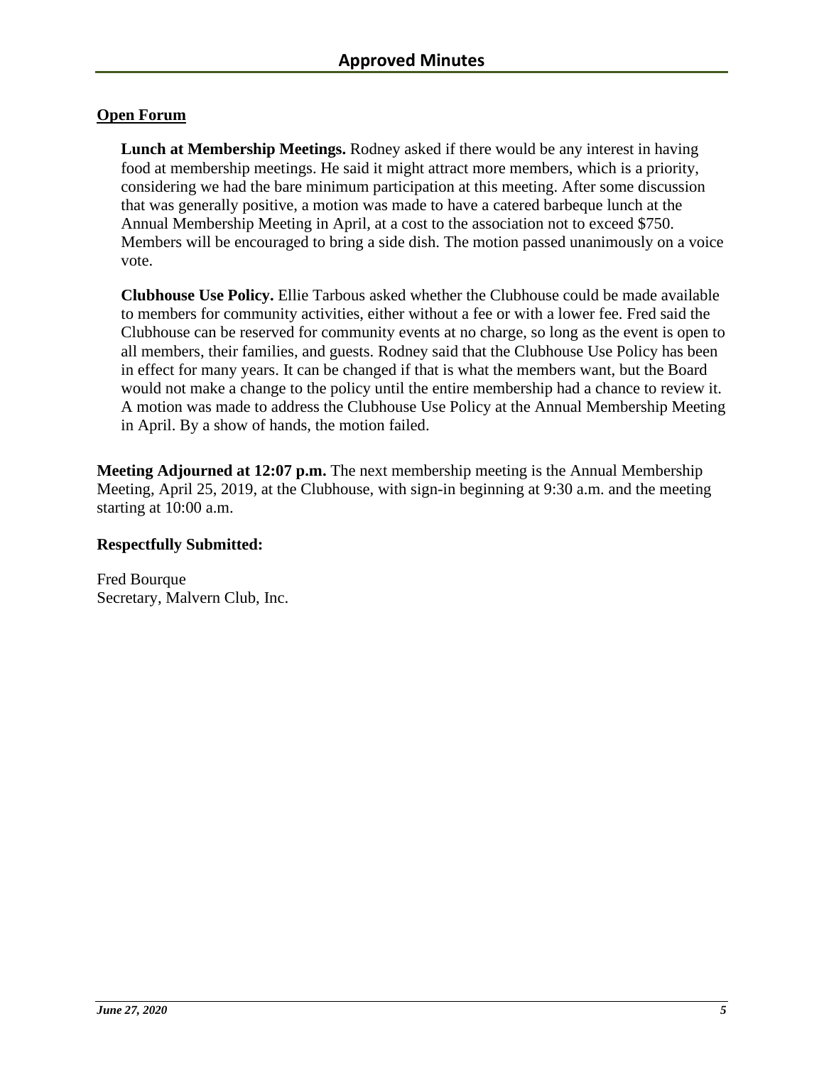**Open Forum**

**Lunch at Membership Meetings.** Rodney asked if there would be any interest in having food at membership meetings. He said it might attract more members, which is a priority, considering we had the bare minimum participation at this meeting. After some discussion that was generally positive, a motion was made to have a catered barbeque lunch at the Annual Membership Meeting in April, at a cost to the association not to exceed $750. Members will be encouraged to bring a side dish. The motion passed unanimously on a voice vote.

**Clubhouse Use Policy.** Ellie Tarbous asked whether the Clubhouse could be made available to members for community activities, either without a fee or with a lower fee. Fred said the Clubhouse can be reserved for community events at no charge, so long as the event is open to all members, their families, and guests. Rodney said that the Clubhouse Use Policy has been in effect for many years. It can be changed if that is what the members want, but the Board would not make a change to the policy until the entire membership had a chance to review it. A motion was made to address the Clubhouse Use Policy at the Annual Membership Meeting in April. By a show of hands, the motion failed.

**Meeting Adjourned at 12:07 p.m.** The next membership meeting is the Annual Membership Meeting, April 25, 2019, at the Clubhouse, with sign-in beginning at 9:30 a.m. and the meeting starting at 10:00 a.m.

**Respectfully Submitted:**

Fred Bourque
Secretary, Malvern Club, Inc.